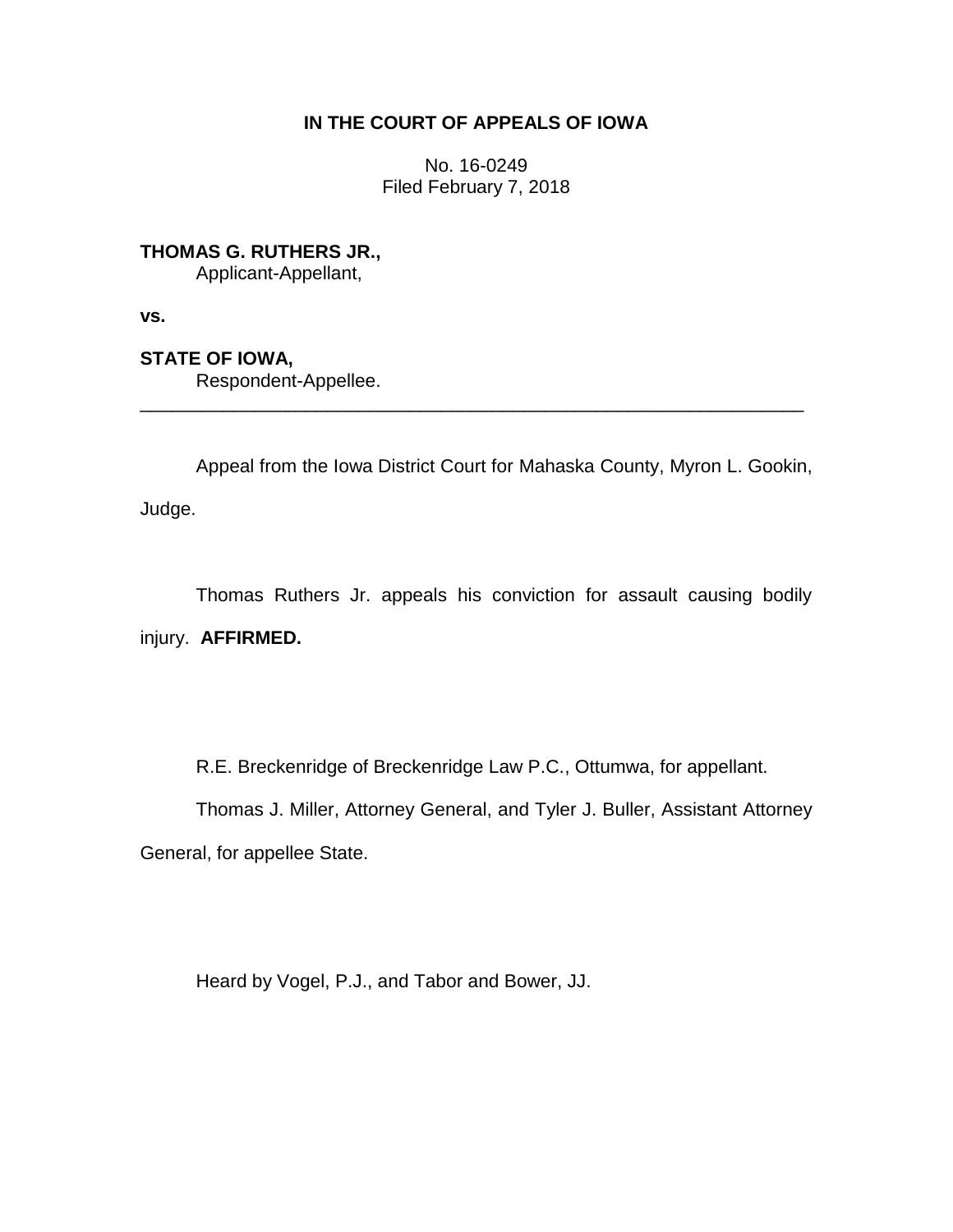**IN THE COURT OF APPEALS OF IOWA**

No. 16-0249
Filed February 7, 2018

**THOMAS G. RUTHERS JR.,**
Applicant-Appellant,

**vs.**

**STATE OF IOWA,**
Respondent-Appellee.

---

Appeal from the Iowa District Court for Mahaska County, Myron L. Gookin, Judge.

Thomas Ruthers Jr. appeals his conviction for assault causing bodily injury. **AFFIRMED.**

R.E. Breckenridge of Breckenridge Law P.C., Ottumwa, for appellant.

Thomas J. Miller, Attorney General, and Tyler J. Buller, Assistant Attorney General, for appellee State.

Heard by Vogel, P.J., and Tabor and Bower, JJ.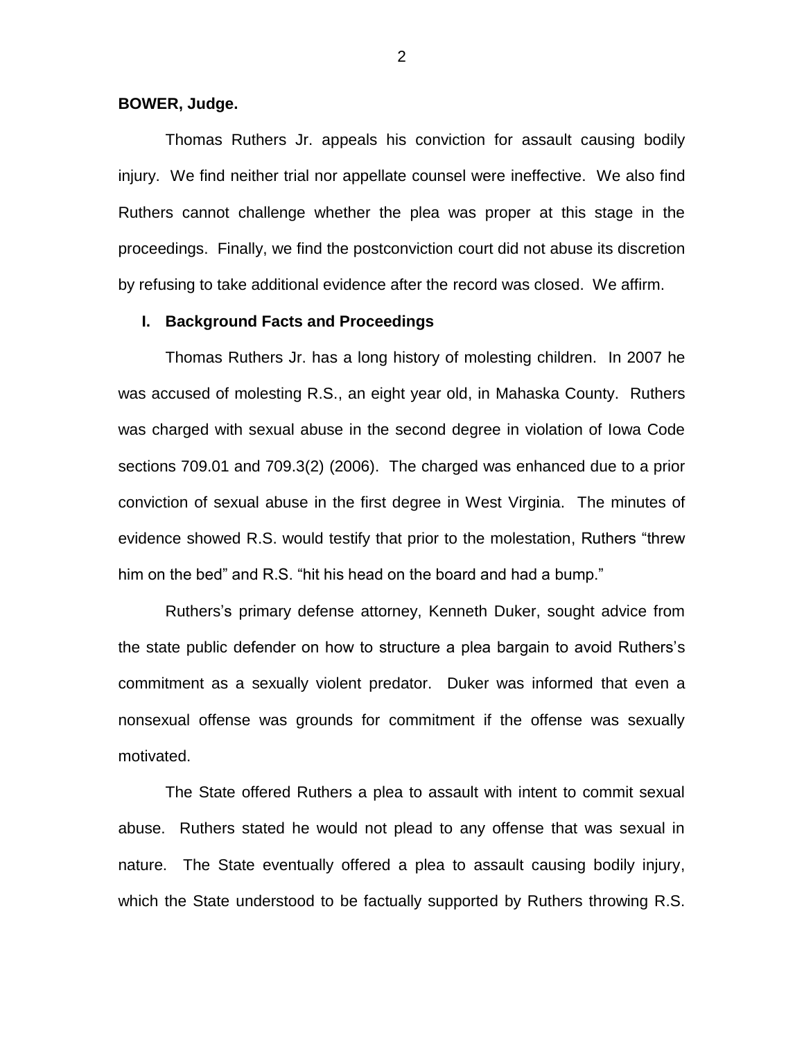**BOWER, Judge.**

Thomas Ruthers Jr. appeals his conviction for assault causing bodily injury. We find neither trial nor appellate counsel were ineffective. We also find Ruthers cannot challenge whether the plea was proper at this stage in the proceedings. Finally, we find the postconviction court did not abuse its discretion by refusing to take additional evidence after the record was closed. We affirm.

## I. Background Facts and Proceedings

Thomas Ruthers Jr. has a long history of molesting children. In 2007 he was accused of molesting R.S., an eight year old, in Mahaska County. Ruthers was charged with sexual abuse in the second degree in violation of Iowa Code sections 709.01 and 709.3(2) (2006). The charged was enhanced due to a prior conviction of sexual abuse in the first degree in West Virginia. The minutes of evidence showed R.S. would testify that prior to the molestation, Ruthers "threw him on the bed" and R.S. "hit his head on the board and had a bump."

Ruthers's primary defense attorney, Kenneth Duker, sought advice from the state public defender on how to structure a plea bargain to avoid Ruthers's commitment as a sexually violent predator. Duker was informed that even a nonsexual offense was grounds for commitment if the offense was sexually motivated.

The State offered Ruthers a plea to assault with intent to commit sexual abuse. Ruthers stated he would not plead to any offense that was sexual in nature. The State eventually offered a plea to assault causing bodily injury, which the State understood to be factually supported by Ruthers throwing R.S.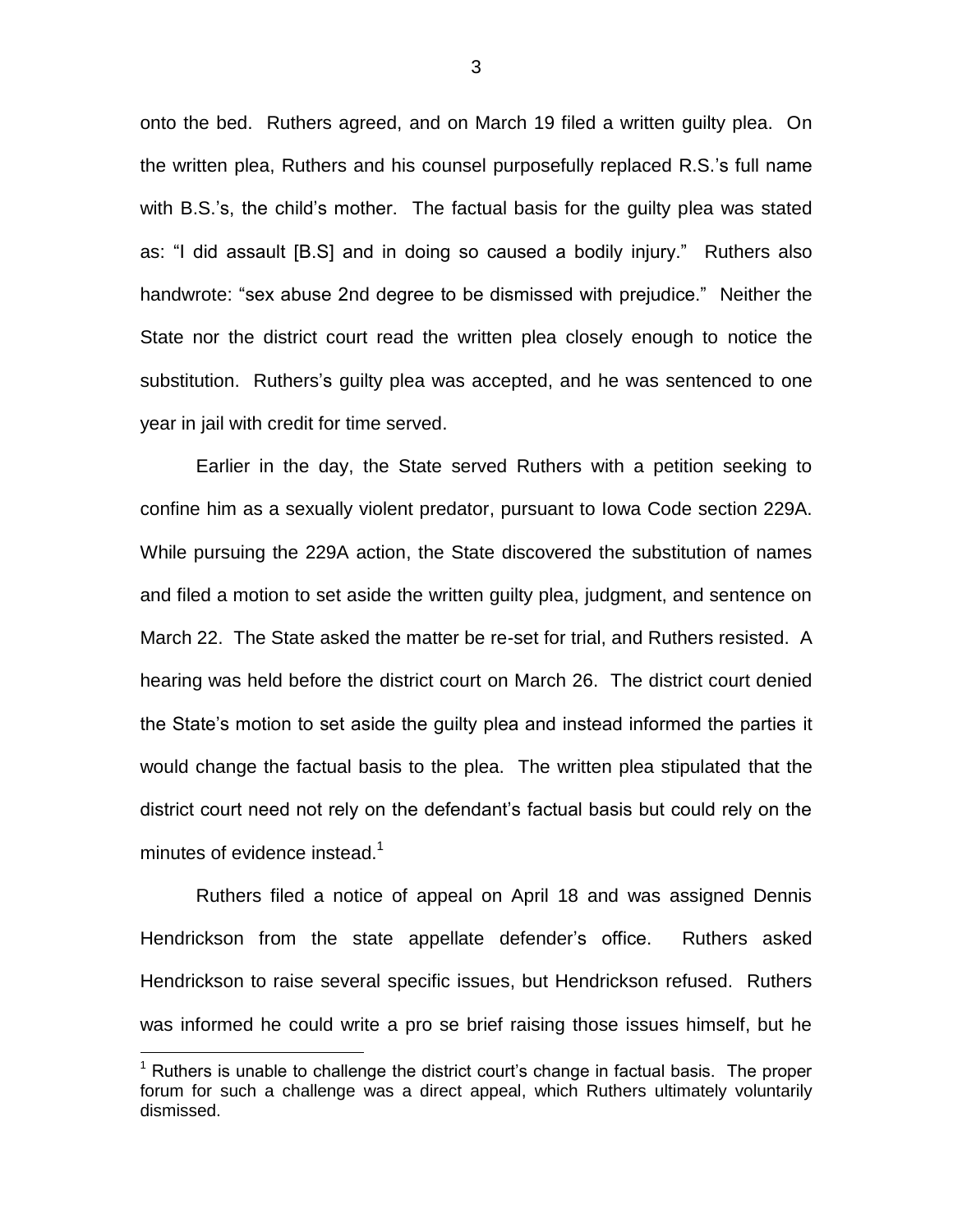onto the bed. Ruthers agreed, and on March 19 filed a written guilty plea. On the written plea, Ruthers and his counsel purposefully replaced R.S.'s full name with B.S.'s, the child's mother. The factual basis for the guilty plea was stated as: "I did assault [B.S] and in doing so caused a bodily injury." Ruthers also handwrote: "sex abuse 2nd degree to be dismissed with prejudice." Neither the State nor the district court read the written plea closely enough to notice the substitution. Ruthers's guilty plea was accepted, and he was sentenced to one year in jail with credit for time served.

Earlier in the day, the State served Ruthers with a petition seeking to confine him as a sexually violent predator, pursuant to Iowa Code section 229A. While pursuing the 229A action, the State discovered the substitution of names and filed a motion to set aside the written guilty plea, judgment, and sentence on March 22. The State asked the matter be re-set for trial, and Ruthers resisted. A hearing was held before the district court on March 26. The district court denied the State's motion to set aside the guilty plea and instead informed the parties it would change the factual basis to the plea. The written plea stipulated that the district court need not rely on the defendant's factual basis but could rely on the minutes of evidence instead.[1]

Ruthers filed a notice of appeal on April 18 and was assigned Dennis Hendrickson from the state appellate defender's office. Ruthers asked Hendrickson to raise several specific issues, but Hendrickson refused. Ruthers was informed he could write a pro se brief raising those issues himself, but he

[1] Ruthers is unable to challenge the district court's change in factual basis. The proper forum for such a challenge was a direct appeal, which Ruthers ultimately voluntarily dismissed.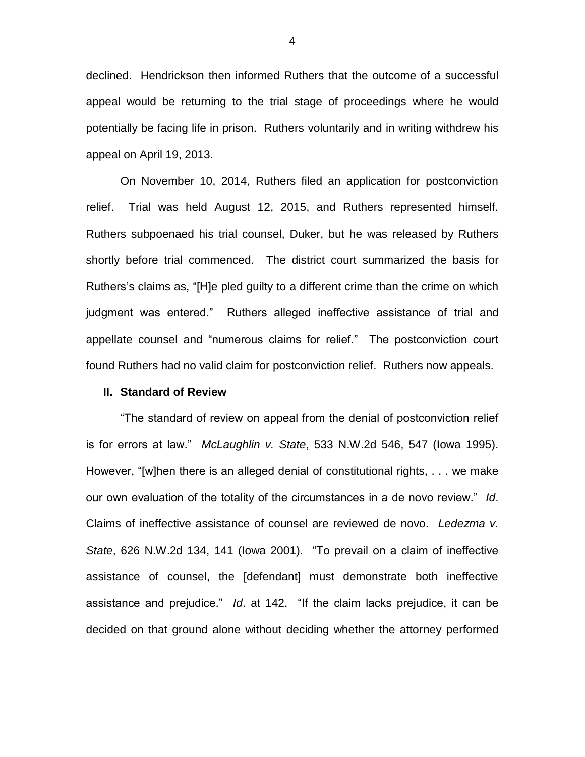declined. Hendrickson then informed Ruthers that the outcome of a successful appeal would be returning to the trial stage of proceedings where he would potentially be facing life in prison. Ruthers voluntarily and in writing withdrew his appeal on April 19, 2013.

On November 10, 2014, Ruthers filed an application for postconviction relief. Trial was held August 12, 2015, and Ruthers represented himself. Ruthers subpoenaed his trial counsel, Duker, but he was released by Ruthers shortly before trial commenced. The district court summarized the basis for Ruthers's claims as, "[H]e pled guilty to a different crime than the crime on which judgment was entered." Ruthers alleged ineffective assistance of trial and appellate counsel and "numerous claims for relief." The postconviction court found Ruthers had no valid claim for postconviction relief. Ruthers now appeals.

## II. Standard of Review

"The standard of review on appeal from the denial of postconviction relief is for errors at law." *McLaughlin v. State*, 533 N.W.2d 546, 547 (Iowa 1995). However, "[w]hen there is an alleged denial of constitutional rights, . . . we make our own evaluation of the totality of the circumstances in a de novo review." *Id*. Claims of ineffective assistance of counsel are reviewed de novo. *Ledezma v. State*, 626 N.W.2d 134, 141 (Iowa 2001). "To prevail on a claim of ineffective assistance of counsel, the [defendant] must demonstrate both ineffective assistance and prejudice." *Id*. at 142. "If the claim lacks prejudice, it can be decided on that ground alone without deciding whether the attorney performed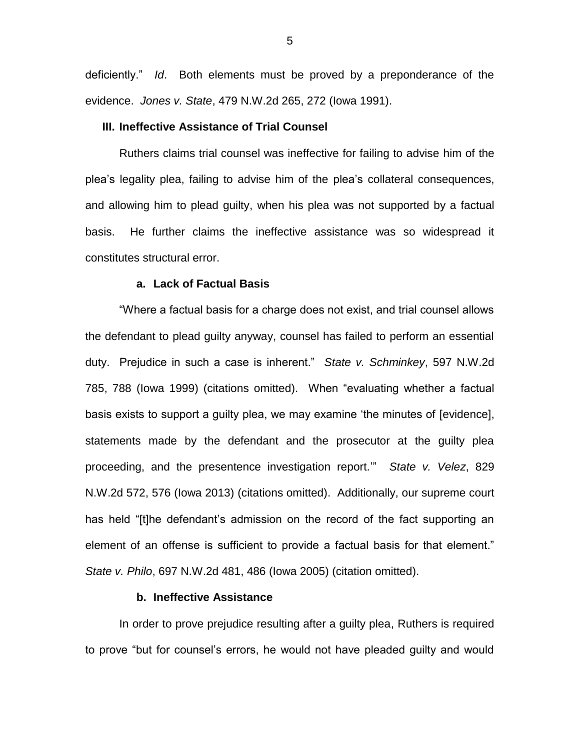deficiently." *Id*. Both elements must be proved by a preponderance of the evidence. *Jones v. State*, 479 N.W.2d 265, 272 (Iowa 1991).

### III. Ineffective Assistance of Trial Counsel

Ruthers claims trial counsel was ineffective for failing to advise him of the plea's legality plea, failing to advise him of the plea's collateral consequences, and allowing him to plead guilty, when his plea was not supported by a factual basis. He further claims the ineffective assistance was so widespread it constitutes structural error.

#### a. Lack of Factual Basis

"Where a factual basis for a charge does not exist, and trial counsel allows the defendant to plead guilty anyway, counsel has failed to perform an essential duty. Prejudice in such a case is inherent." *State v. Schminkey*, 597 N.W.2d 785, 788 (Iowa 1999) (citations omitted). When "evaluating whether a factual basis exists to support a guilty plea, we may examine 'the minutes of [evidence], statements made by the defendant and the prosecutor at the guilty plea proceeding, and the presentence investigation report.'" *State v. Velez*, 829 N.W.2d 572, 576 (Iowa 2013) (citations omitted). Additionally, our supreme court has held "[t]he defendant's admission on the record of the fact supporting an element of an offense is sufficient to provide a factual basis for that element." *State v. Philo*, 697 N.W.2d 481, 486 (Iowa 2005) (citation omitted).

#### b. Ineffective Assistance

In order to prove prejudice resulting after a guilty plea, Ruthers is required to prove "but for counsel's errors, he would not have pleaded guilty and would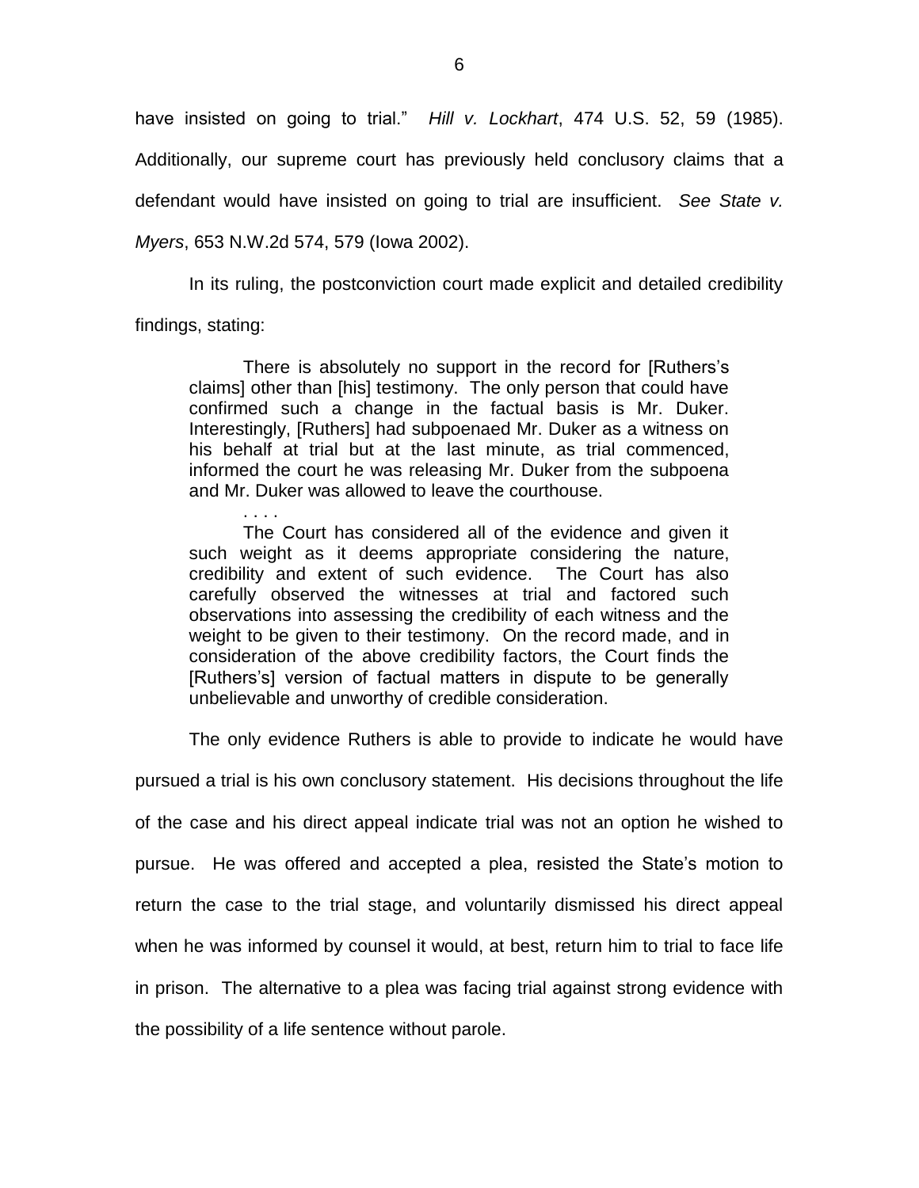have insisted on going to trial." *Hill v. Lockhart*, 474 U.S. 52, 59 (1985). Additionally, our supreme court has previously held conclusory claims that a defendant would have insisted on going to trial are insufficient. *See State v. Myers*, 653 N.W.2d 574, 579 (Iowa 2002).

In its ruling, the postconviction court made explicit and detailed credibility findings, stating:

> There is absolutely no support in the record for [Ruthers's claims] other than [his] testimony. The only person that could have confirmed such a change in the factual basis is Mr. Duker. Interestingly, [Ruthers] had subpoenaed Mr. Duker as a witness on his behalf at trial but at the last minute, as trial commenced, informed the court he was releasing Mr. Duker from the subpoena and Mr. Duker was allowed to leave the courthouse.
>
> . . . .
>
> The Court has considered all of the evidence and given it such weight as it deems appropriate considering the nature, credibility and extent of such evidence. The Court has also carefully observed the witnesses at trial and factored such observations into assessing the credibility of each witness and the weight to be given to their testimony. On the record made, and in consideration of the above credibility factors, the Court finds the [Ruthers's] version of factual matters in dispute to be generally unbelievable and unworthy of credible consideration.

The only evidence Ruthers is able to provide to indicate he would have pursued a trial is his own conclusory statement. His decisions throughout the life of the case and his direct appeal indicate trial was not an option he wished to pursue. He was offered and accepted a plea, resisted the State's motion to return the case to the trial stage, and voluntarily dismissed his direct appeal when he was informed by counsel it would, at best, return him to trial to face life in prison. The alternative to a plea was facing trial against strong evidence with the possibility of a life sentence without parole.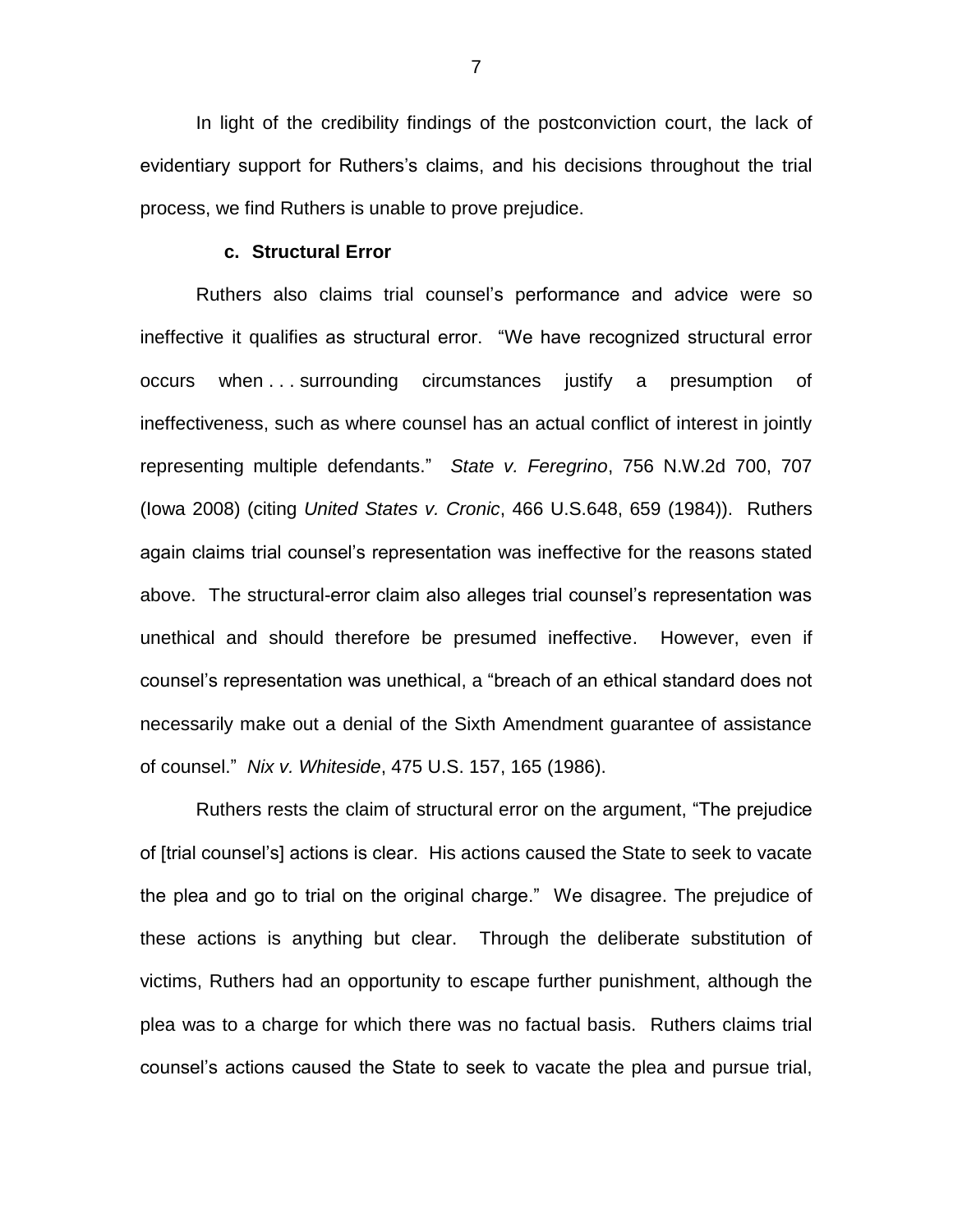In light of the credibility findings of the postconviction court, the lack of evidentiary support for Ruthers's claims, and his decisions throughout the trial process, we find Ruthers is unable to prove prejudice.

### c. Structural Error

Ruthers also claims trial counsel's performance and advice were so ineffective it qualifies as structural error. "We have recognized structural error occurs when . . . surrounding circumstances justify a presumption of ineffectiveness, such as where counsel has an actual conflict of interest in jointly representing multiple defendants." *State v. Feregrino*, 756 N.W.2d 700, 707 (Iowa 2008) (citing *United States v. Cronic*, 466 U.S.648, 659 (1984)). Ruthers again claims trial counsel's representation was ineffective for the reasons stated above. The structural-error claim also alleges trial counsel's representation was unethical and should therefore be presumed ineffective. However, even if counsel's representation was unethical, a "breach of an ethical standard does not necessarily make out a denial of the Sixth Amendment guarantee of assistance of counsel." *Nix v. Whiteside*, 475 U.S. 157, 165 (1986).

Ruthers rests the claim of structural error on the argument, "The prejudice of [trial counsel's] actions is clear. His actions caused the State to seek to vacate the plea and go to trial on the original charge." We disagree. The prejudice of these actions is anything but clear. Through the deliberate substitution of victims, Ruthers had an opportunity to escape further punishment, although the plea was to a charge for which there was no factual basis. Ruthers claims trial counsel's actions caused the State to seek to vacate the plea and pursue trial,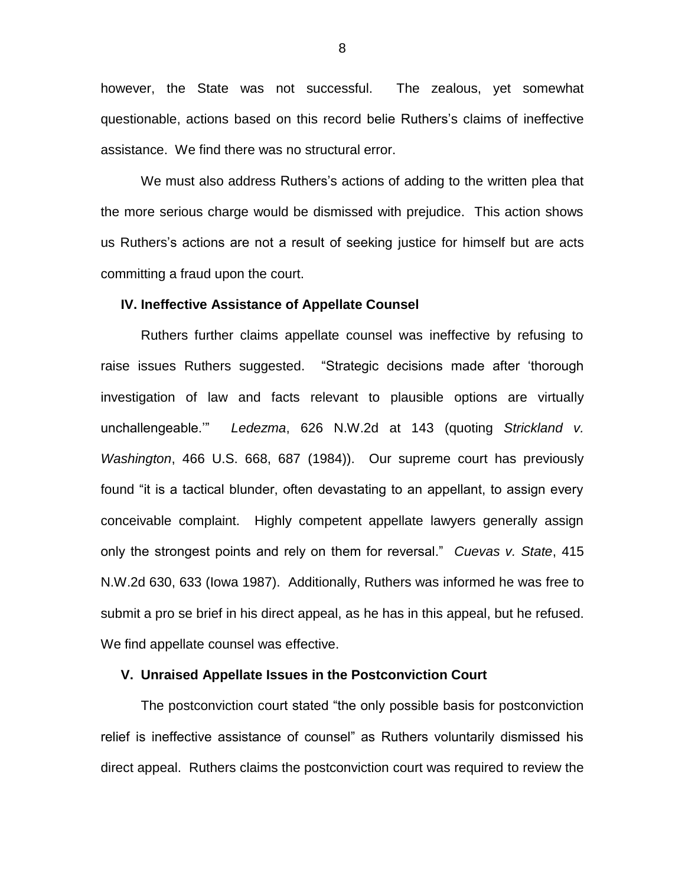however, the State was not successful. The zealous, yet somewhat questionable, actions based on this record belie Ruthers's claims of ineffective assistance. We find there was no structural error.

We must also address Ruthers's actions of adding to the written plea that the more serious charge would be dismissed with prejudice. This action shows us Ruthers's actions are not a result of seeking justice for himself but are acts committing a fraud upon the court.

### IV. Ineffective Assistance of Appellate Counsel

Ruthers further claims appellate counsel was ineffective by refusing to raise issues Ruthers suggested. "Strategic decisions made after 'thorough investigation of law and facts relevant to plausible options are virtually unchallengeable.'" *Ledezma*, 626 N.W.2d at 143 (quoting *Strickland v. Washington*, 466 U.S. 668, 687 (1984)). Our supreme court has previously found "it is a tactical blunder, often devastating to an appellant, to assign every conceivable complaint. Highly competent appellate lawyers generally assign only the strongest points and rely on them for reversal." *Cuevas v. State*, 415 N.W.2d 630, 633 (Iowa 1987). Additionally, Ruthers was informed he was free to submit a pro se brief in his direct appeal, as he has in this appeal, but he refused. We find appellate counsel was effective.

### V. Unraised Appellate Issues in the Postconviction Court

The postconviction court stated "the only possible basis for postconviction relief is ineffective assistance of counsel" as Ruthers voluntarily dismissed his direct appeal. Ruthers claims the postconviction court was required to review the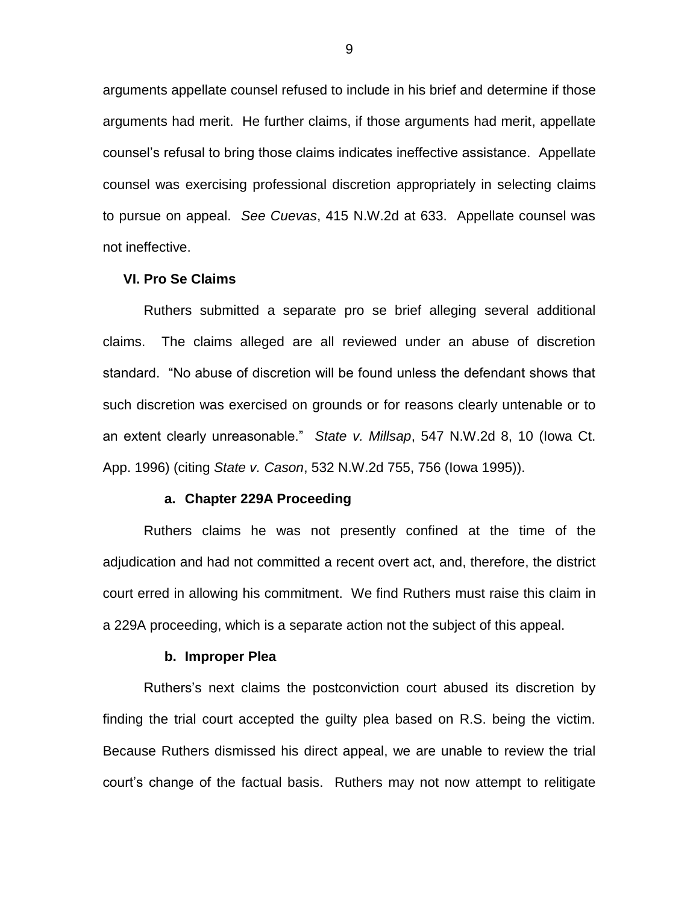arguments appellate counsel refused to include in his brief and determine if those arguments had merit. He further claims, if those arguments had merit, appellate counsel's refusal to bring those claims indicates ineffective assistance. Appellate counsel was exercising professional discretion appropriately in selecting claims to pursue on appeal. *See Cuevas*, 415 N.W.2d at 633. Appellate counsel was not ineffective.

**VI. Pro Se Claims**

Ruthers submitted a separate pro se brief alleging several additional claims. The claims alleged are all reviewed under an abuse of discretion standard. "No abuse of discretion will be found unless the defendant shows that such discretion was exercised on grounds or for reasons clearly untenable or to an extent clearly unreasonable." *State v. Millsap*, 547 N.W.2d 8, 10 (Iowa Ct. App. 1996) (citing *State v. Cason*, 532 N.W.2d 755, 756 (Iowa 1995)).

**a. Chapter 229A Proceeding**

Ruthers claims he was not presently confined at the time of the adjudication and had not committed a recent overt act, and, therefore, the district court erred in allowing his commitment. We find Ruthers must raise this claim in a 229A proceeding, which is a separate action not the subject of this appeal.

**b. Improper Plea**

Ruthers's next claims the postconviction court abused its discretion by finding the trial court accepted the guilty plea based on R.S. being the victim. Because Ruthers dismissed his direct appeal, we are unable to review the trial court's change of the factual basis. Ruthers may not now attempt to relitigate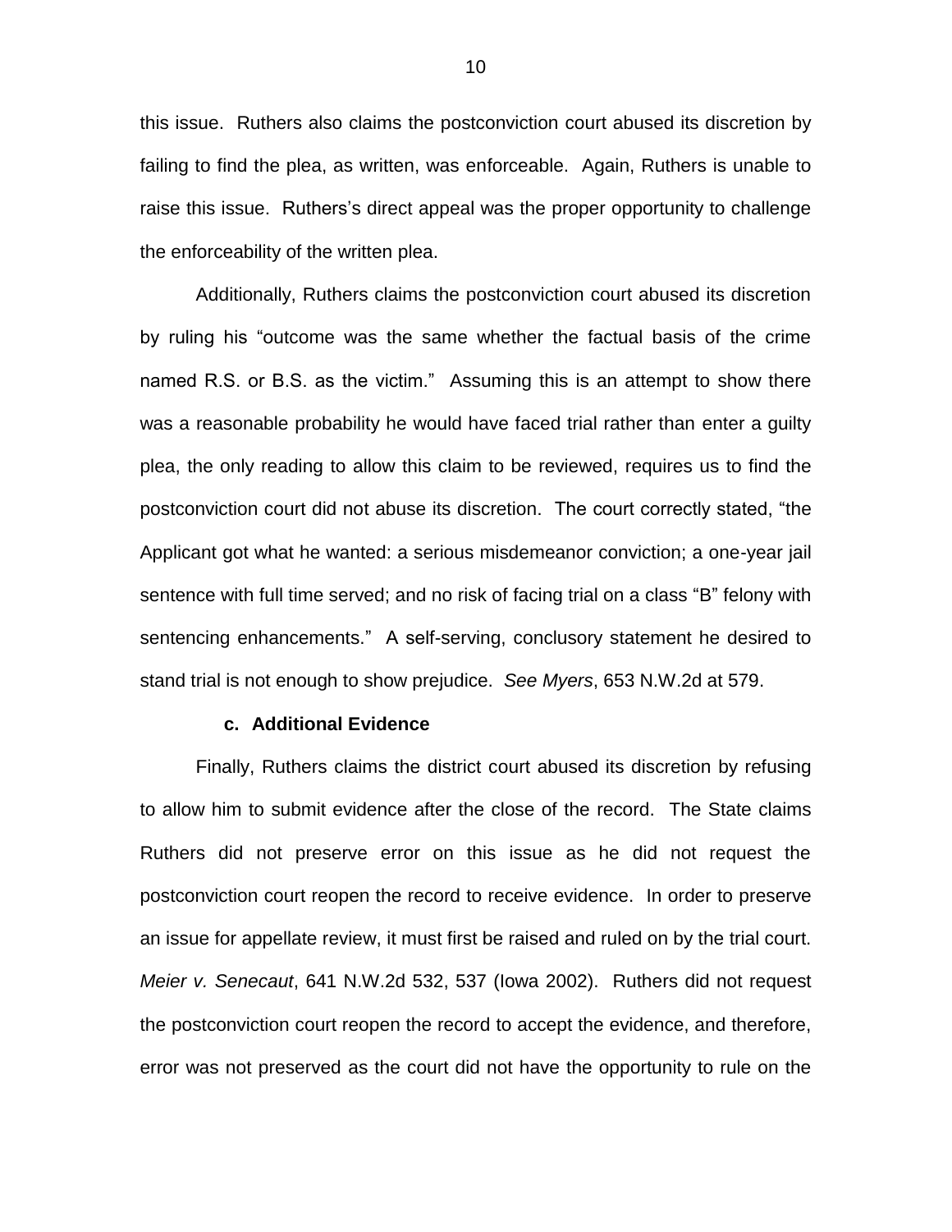this issue. Ruthers also claims the postconviction court abused its discretion by failing to find the plea, as written, was enforceable. Again, Ruthers is unable to raise this issue. Ruthers's direct appeal was the proper opportunity to challenge the enforceability of the written plea.

Additionally, Ruthers claims the postconviction court abused its discretion by ruling his "outcome was the same whether the factual basis of the crime named R.S. or B.S. as the victim." Assuming this is an attempt to show there was a reasonable probability he would have faced trial rather than enter a guilty plea, the only reading to allow this claim to be reviewed, requires us to find the postconviction court did not abuse its discretion. The court correctly stated, "the Applicant got what he wanted: a serious misdemeanor conviction; a one-year jail sentence with full time served; and no risk of facing trial on a class "B" felony with sentencing enhancements." A self-serving, conclusory statement he desired to stand trial is not enough to show prejudice. *See Myers*, 653 N.W.2d at 579.

**c. Additional Evidence**

Finally, Ruthers claims the district court abused its discretion by refusing to allow him to submit evidence after the close of the record. The State claims Ruthers did not preserve error on this issue as he did not request the postconviction court reopen the record to receive evidence. In order to preserve an issue for appellate review, it must first be raised and ruled on by the trial court. *Meier v. Senecaut*, 641 N.W.2d 532, 537 (Iowa 2002). Ruthers did not request the postconviction court reopen the record to accept the evidence, and therefore, error was not preserved as the court did not have the opportunity to rule on the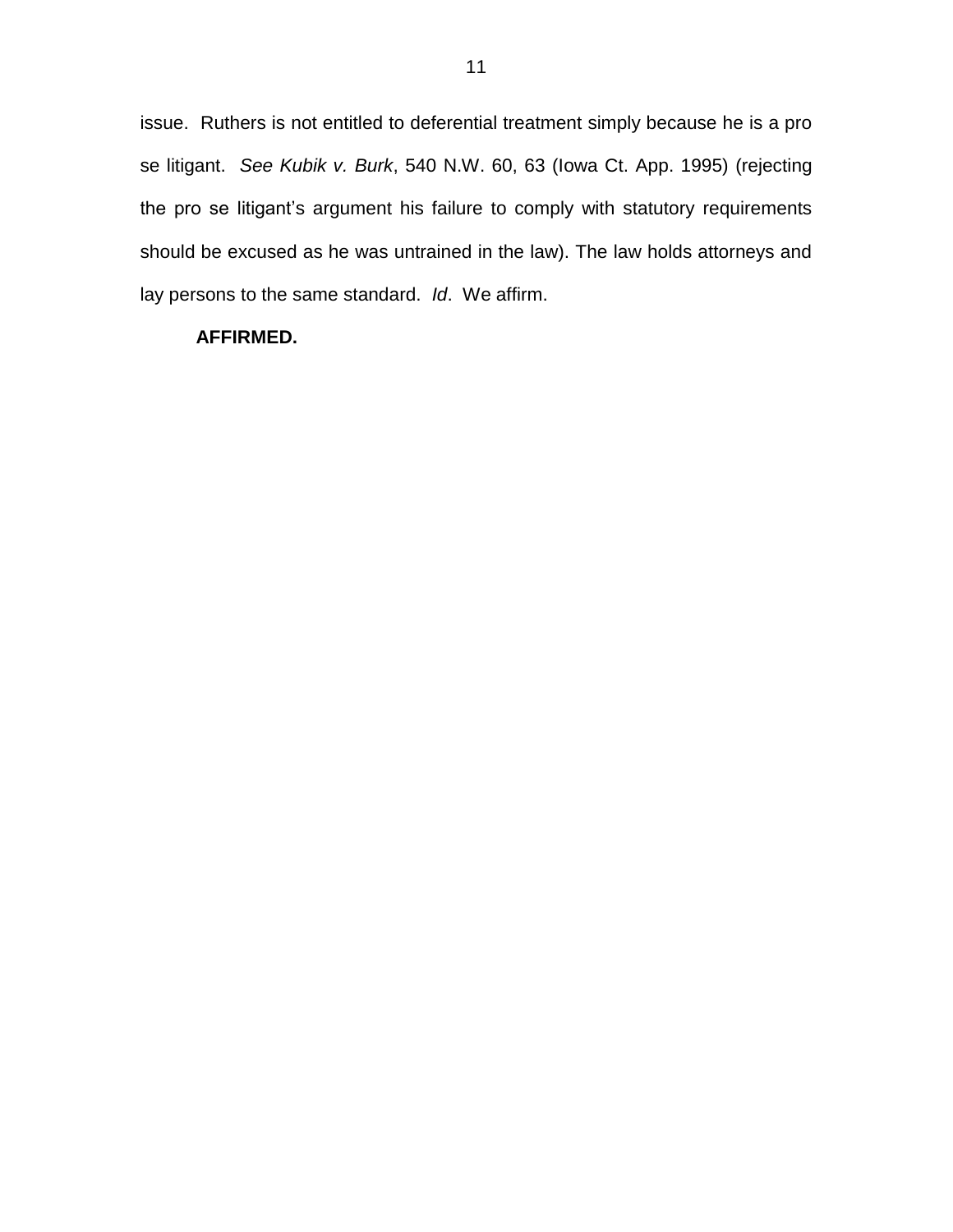issue. Ruthers is not entitled to deferential treatment simply because he is a pro se litigant. *See Kubik v. Burk*, 540 N.W. 60, 63 (Iowa Ct. App. 1995) (rejecting the pro se litigant's argument his failure to comply with statutory requirements should be excused as he was untrained in the law). The law holds attorneys and lay persons to the same standard. *Id*. We affirm.

**AFFIRMED.**